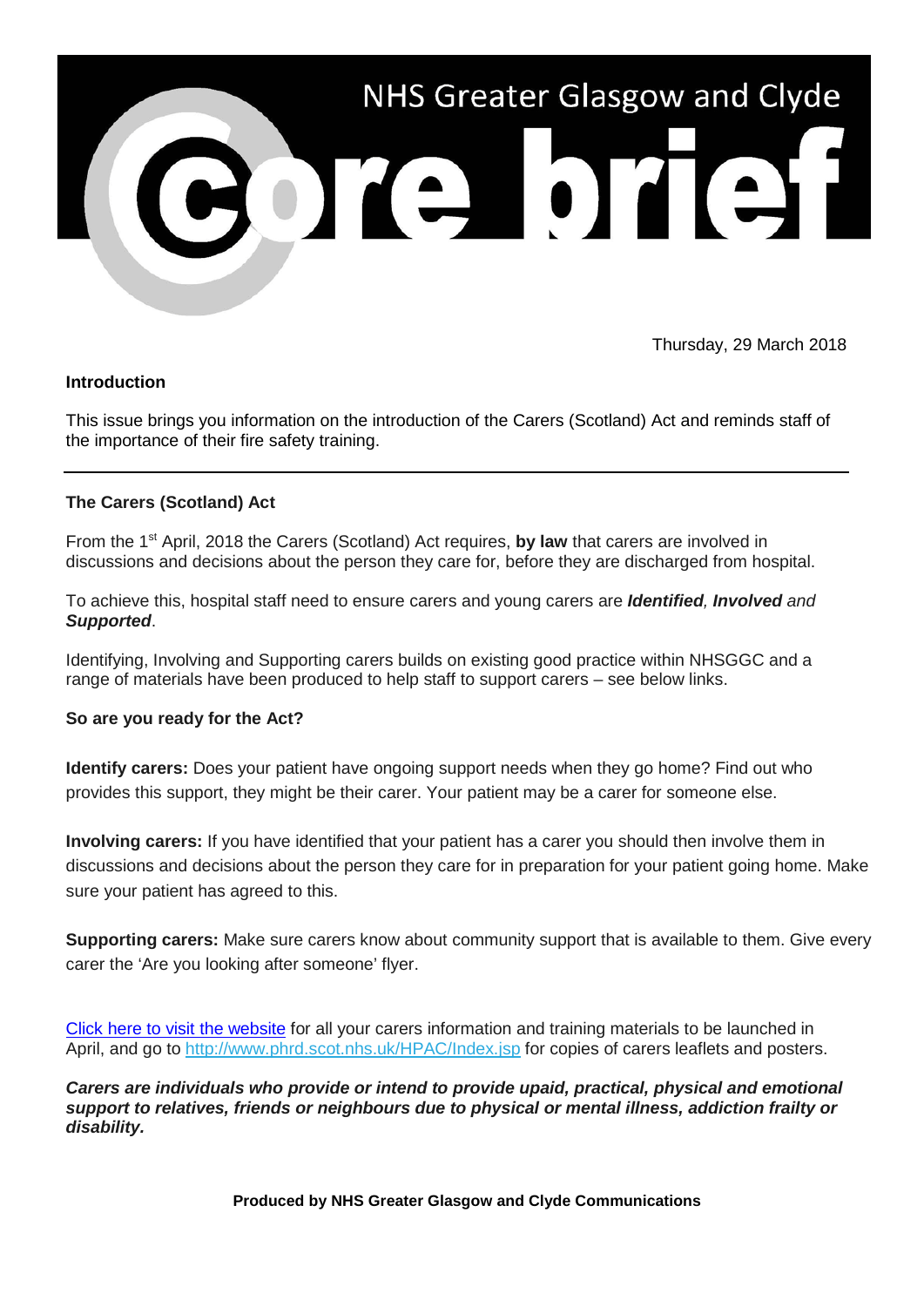NHS Greater Glasgow and Clyde

# core brief

Thursday, 29 March 2018

**Introduction**

This issue brings you information on the introduction of the Carers (Scotland) Act and reminds staff of the importance of their fire safety training.

---

**The Carers (Scotland) Act**

From the 1st April, 2018 the Carers (Scotland) Act requires, **by law** that carers are involved in discussions and decisions about the person they care for, before they are discharged from hospital.

To achieve this, hospital staff need to ensure carers and young carers are ***Identified**, **Involved** and **Supported***.

Identifying, Involving and Supporting carers builds on existing good practice within NHSGGC and a range of materials have been produced to help staff to support carers – see below links.

**So are you ready for the Act?**

**Identify carers:** Does your patient have ongoing support needs when they go home? Find out who provides this support, they might be their carer. Your patient may be a carer for someone else.

**Involving carers:** If you have identified that your patient has a carer you should then involve them in discussions and decisions about the person they care for in preparation for your patient going home. Make sure your patient has agreed to this.

**Supporting carers:** Make sure carers know about community support that is available to them. Give every carer the 'Are you looking after someone' flyer.

Click here to visit the website for all your carers information and training materials to be launched in April, and go to http://www.phrd.scot.nhs.uk/HPAC/Index.jsp for copies of carers leaflets and posters.

***Carers are individuals who provide or intend to provide upaid, practical, physical and emotional support to relatives, friends or neighbours due to physical or mental illness, addiction frailty or disability.***

**Produced by NHS Greater Glasgow and Clyde Communications**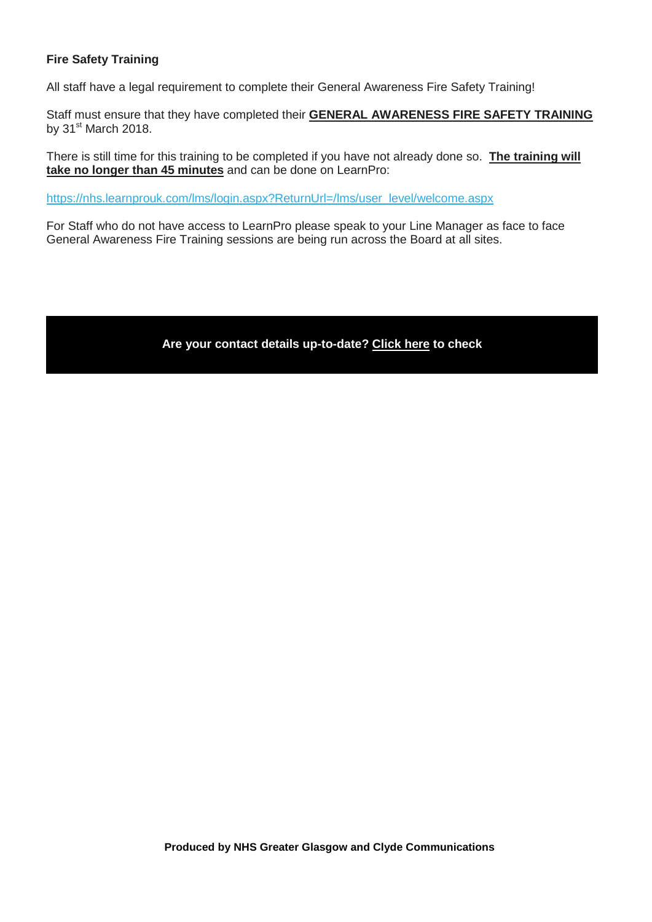**Fire Safety Training**

All staff have a legal requirement to complete their General Awareness Fire Safety Training!

Staff must ensure that they have completed their **GENERAL AWARENESS FIRE SAFETY TRAINING** by 31st March 2018.

There is still time for this training to be completed if you have not already done so. **The training will take no longer than 45 minutes** and can be done on LearnPro:

https://nhs.learnprouk.com/lms/login.aspx?ReturnUrl=/lms/user_level/welcome.aspx

For Staff who do not have access to LearnPro please speak to your Line Manager as face to face General Awareness Fire Training sessions are being run across the Board at all sites.

**Are your contact details up-to-date? Click here to check**

**Produced by NHS Greater Glasgow and Clyde Communications**